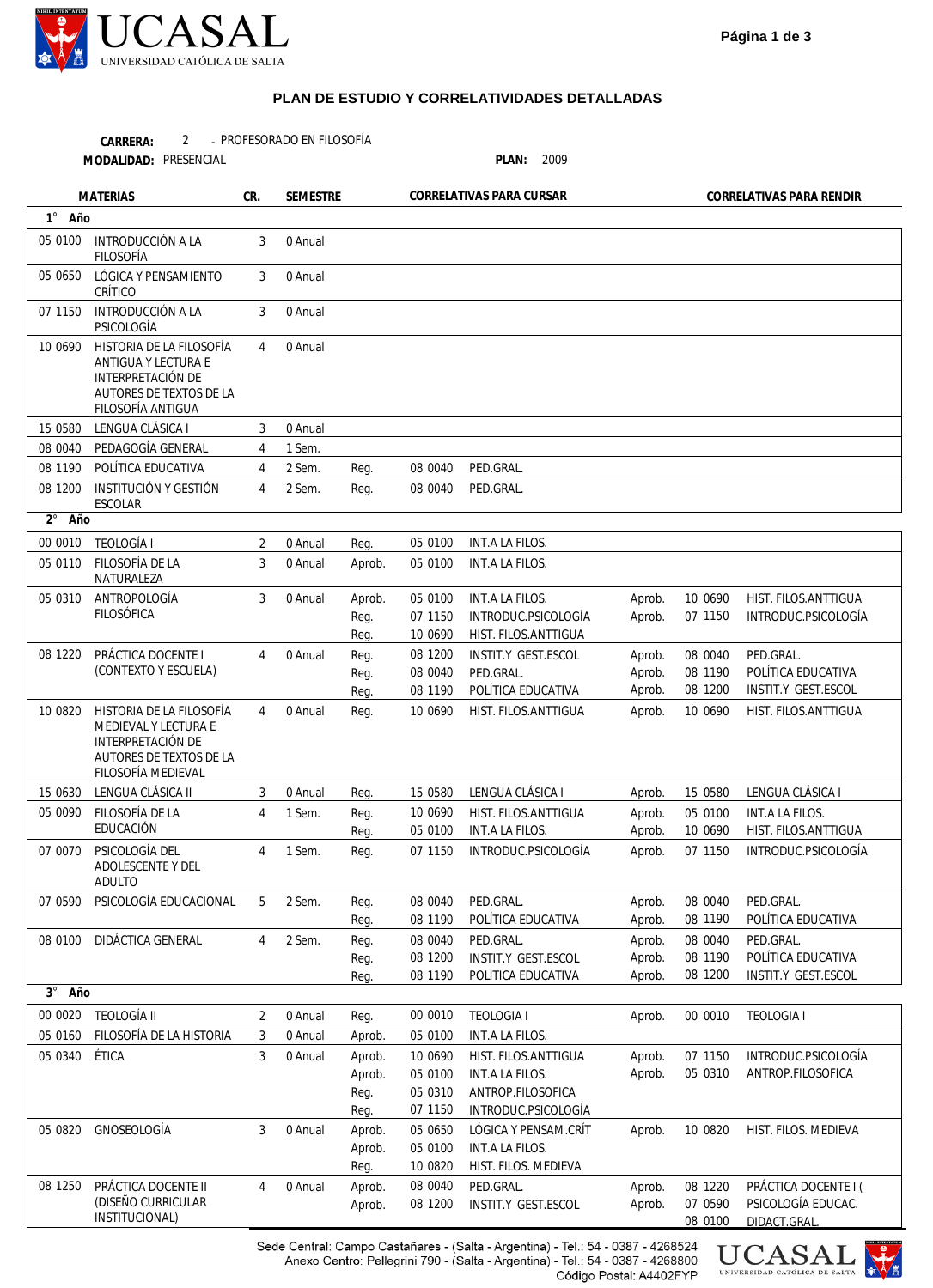UCASAL

UNIVERSIDAD CATÓLICA DE SALTA

## PLAN DE ESTUDIO Y CORRELATIVIDADES DETALLADAS

**CARRERA:** 2 - PROFESORADO EN FILOSOFÍA

**MODALIDAD:** PRESENCIAL **PLAN:** 2009

| MATERIAS | | CR. | SEMESTRE | CORRELATIVAS PARA CURSAR | | | CORRELATIVAS PARA RENDIR | | |
|---|---|---|---|---|---|---|---|---|---|
| **1° Año** | | | | | | | | | |
| 05 0100 | INTRODUCCIÓN A LA FILOSOFÍA | 3 | 0 Anual | | | | | | |
| 05 0650 | LÓGICA Y PENSAMIENTO CRÍTICO | 3 | 0 Anual | | | | | | |
| 07 1150 | INTRODUCCIÓN A LA PSICOLOGÍA | 3 | 0 Anual | | | | | | |
| 10 0690 | HISTORIA DE LA FILOSOFÍA ANTIGUA Y LECTURA E INTERPRETACIÓN DE AUTORES DE TEXTOS DE LA FILOSOFÍA ANTIGUA | 4 | 0 Anual | | | | | | |
| 15 0580 | LENGUA CLÁSICA I | 3 | 0 Anual | | | | | | |
| 08 0040 | PEDAGOGÍA GENERAL | 4 | 1 Sem. | | | | | | |
| 08 1190 | POLÍTICA EDUCATIVA | 4 | 2 Sem. | Reg. | 08 0040 | PED.GRAL. | | | |
| 08 1200 | INSTITUCIÓN Y GESTIÓN ESCOLAR | 4 | 2 Sem. | Reg. | 08 0040 | PED.GRAL. | | | |
| **2° Año** | | | | | | | | | |
| 00 0010 | TEOLOGÍA I | 2 | 0 Anual | Reg. | 05 0100 | INT.A LA FILOS. | | | |
| 05 0110 | FILOSOFÍA DE LA NATURALEZA | 3 | 0 Anual | Aprob. | 05 0100 | INT.A LA FILOS. | | | |
| 05 0310 | ANTROPOLOGÍA FILOSÓFICA | 3 | 0 Anual | Aprob. | 05 0100 | INT.A LA FILOS. | Aprob. | 10 0690 | HIST. FILOS.ANTTIGUA |
| | | | | Reg. | 07 1150 | INTRODUC.PSICOLOGÍA | Aprob. | 07 1150 | INTRODUC.PSICOLOGÍA |
| | | | | Reg. | 10 0690 | HIST. FILOS.ANTTIGUA | | | |
| 08 1220 | PRÁCTICA DOCENTE I (CONTEXTO Y ESCUELA) | 4 | 0 Anual | Reg. | 08 1200 | INSTIT.Y GEST.ESCOL | Aprob. | 08 0040 | PED.GRAL. |
| | | | | Reg. | 08 0040 | PED.GRAL. | Aprob. | 08 1190 | POLÍTICA EDUCATIVA |
| | | | | Reg. | 08 1190 | POLÍTICA EDUCATIVA | Aprob. | 08 1200 | INSTIT.Y GEST.ESCOL |
| 10 0820 | HISTORIA DE LA FILOSOFÍA MEDIEVAL Y LECTURA E INTERPRETACIÓN DE AUTORES DE TEXTOS DE LA FILOSOFÍA MEDIEVAL | 4 | 0 Anual | Reg. | 10 0690 | HIST. FILOS.ANTTIGUA | Aprob. | 10 0690 | HIST. FILOS.ANTTIGUA |
| 15 0630 | LENGUA CLÁSICA II | 3 | 0 Anual | Reg. | 15 0580 | LENGUA CLÁSICA I | Aprob. | 15 0580 | LENGUA CLÁSICA I |
| 05 0090 | FILOSOFÍA DE LA EDUCACIÓN | 4 | 1 Sem. | Reg. | 10 0690 | HIST. FILOS.ANTTIGUA | Aprob. | 05 0100 | INT.A LA FILOS. |
| | | | | Reg. | 05 0100 | INT.A LA FILOS. | Aprob. | 10 0690 | HIST. FILOS.ANTTIGUA |
| 07 0070 | PSICOLOGÍA DEL ADOLESCENTE Y DEL ADULTO | 4 | 1 Sem. | Reg. | 07 1150 | INTRODUC.PSICOLOGÍA | Aprob. | 07 1150 | INTRODUC.PSICOLOGÍA |
| 07 0590 | PSICOLOGÍA EDUCACIONAL | 5 | 2 Sem. | Reg. | 08 0040 | PED.GRAL. | Aprob. | 08 0040 | PED.GRAL. |
| | | | | Reg. | 08 1190 | POLÍTICA EDUCATIVA | Aprob. | 08 1190 | POLÍTICA EDUCATIVA |
| 08 0100 | DIDÁCTICA GENERAL | 4 | 2 Sem. | Reg. | 08 0040 | PED.GRAL. | Aprob. | 08 0040 | PED.GRAL. |
| | | | | Reg. | 08 1200 | INSTIT.Y GEST.ESCOL | Aprob. | 08 1190 | POLÍTICA EDUCATIVA |
| | | | | Reg. | 08 1190 | POLÍTICA EDUCATIVA | Aprob. | 08 1200 | INSTIT.Y GEST.ESCOL |
| **3° Año** | | | | | | | | | |
| 00 0020 | TEOLOGÍA II | 2 | 0 Anual | Reg. | 00 0010 | TEOLOGIA I | Aprob. | 00 0010 | TEOLOGIA I |
| 05 0160 | FILOSOFÍA DE LA HISTORIA | 3 | 0 Anual | Aprob. | 05 0100 | INT.A LA FILOS. | | | |
| 05 0340 | ÉTICA | 3 | 0 Anual | Aprob. | 10 0690 | HIST. FILOS.ANTTIGUA | Aprob. | 07 1150 | INTRODUC.PSICOLOGÍA |
| | | | | Aprob. | 05 0100 | INT.A LA FILOS. | Aprob. | 05 0310 | ANTROP.FILOSOFICA |
| | | | | Reg. | 05 0310 | ANTROP.FILOSOFICA | | | |
| | | | | Reg. | 07 1150 | INTRODUC.PSICOLOGÍA | | | |
| 05 0820 | GNOSEOLOGÍA | 3 | 0 Anual | Aprob. | 05 0650 | LÓGICA Y PENSAM.CRÍT | Aprob. | 10 0820 | HIST. FILOS. MEDIEVA |
| | | | | Aprob. | 05 0100 | INT.A LA FILOS. | | | |
| | | | | Reg. | 10 0820 | HIST. FILOS. MEDIEVA | | | |
| 08 1250 | PRÁCTICA DOCENTE II (DISEÑO CURRICULAR INSTITUCIONAL) | 4 | 0 Anual | Aprob. | 08 0040 | PED.GRAL. | Aprob. | 08 1220 | PRÁCTICA DOCENTE I ( |
| | | | | Aprob. | 08 1200 | INSTIT.Y GEST.ESCOL | Aprob. | 07 0590 | PSICOLOGÍA EDUCAC. |
| | | | | | | | | 08 0100 | DIDACT.GRAL. |

Sede Central: Campo Castañares - (Salta - Argentina) - Tel.: 54 - 0387 - 4268524
Anexo Centro: Pellegrini 790 - (Salta - Argentina) - Tel.: 54 - 0387 - 4268800
Código Postal: A4402FYP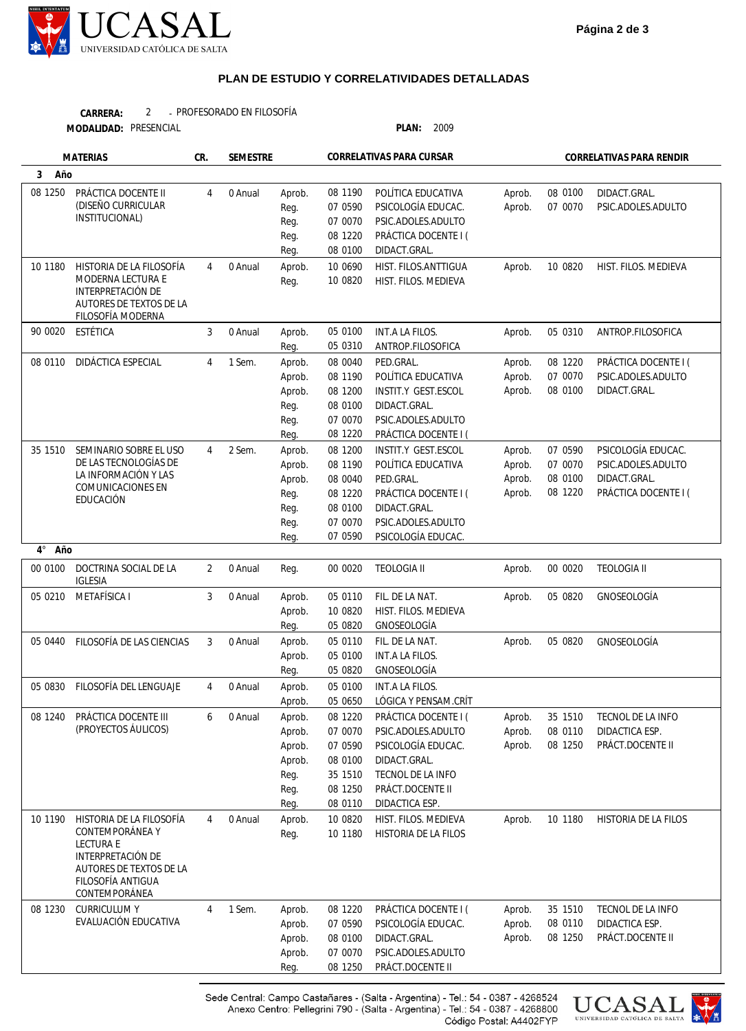## PLAN DE ESTUDIO Y CORRELATIVIDADES DETALLADAS

**CARRERA:** 2 - PROFESORADO EN FILOSOFÍA
**MODALIDAD:** PRESENCIAL
**PLAN:** 2009

| MATERIAS | | CR. | SEMESTRE | CORRELATIVAS PARA CURSAR | | | CORRELATIVAS PARA RENDIR | | |
|---|---|---|---|---|---|---|---|---|---|
| **3 Año** | | | | | | | | | |
| 08 1250 | PRÁCTICA DOCENTE II (DISEÑO CURRICULAR INSTITUCIONAL) | 4 | 0 Anual | Aprob. | 08 1190 | POLÍTICA EDUCATIVA | Aprob. | 08 0100 | DIDACT.GRAL. |
| | | | | Reg. | 07 0590 | PSICOLOGÍA EDUCAC. | Aprob. | 07 0070 | PSIC.ADOLES.ADULTO |
| | | | | Reg. | 07 0070 | PSIC.ADOLES.ADULTO | | | |
| | | | | Reg. | 08 1220 | PRÁCTICA DOCENTE I ( | | | |
| | | | | Reg. | 08 0100 | DIDACT.GRAL. | | | |
| 10 1180 | HISTORIA DE LA FILOSOFÍA MODERNA LECTURA E INTERPRETACIÓN DE AUTORES DE TEXTOS DE LA FILOSOFÍA MODERNA | 4 | 0 Anual | Aprob. | 10 0690 | HIST. FILOS.ANTTIGUA | Aprob. | 10 0820 | HIST. FILOS. MEDIEVA |
| | | | | Reg. | 10 0820 | HIST. FILOS. MEDIEVA | | | |
| 90 0020 | ESTÉTICA | 3 | 0 Anual | Aprob. | 05 0100 | INT.A LA FILOS. | Aprob. | 05 0310 | ANTROP.FILOSOFICA |
| | | | | Reg. | 05 0310 | ANTROP.FILOSOFICA | | | |
| 08 0110 | DIDÁCTICA ESPECIAL | 4 | 1 Sem. | Aprob. | 08 0040 | PED.GRAL. | Aprob. | 08 1220 | PRÁCTICA DOCENTE I ( |
| | | | | Aprob. | 08 1190 | POLÍTICA EDUCATIVA | Aprob. | 07 0070 | PSIC.ADOLES.ADULTO |
| | | | | Aprob. | 08 1200 | INSTIT.Y GEST.ESCOL | Aprob. | 08 0100 | DIDACT.GRAL. |
| | | | | Reg. | 08 0100 | DIDACT.GRAL. | | | |
| | | | | Reg. | 07 0070 | PSIC.ADOLES.ADULTO | | | |
| | | | | Reg. | 08 1220 | PRÁCTICA DOCENTE I ( | | | |
| 35 1510 | SEMINARIO SOBRE EL USO DE LAS TECNOLOGÍAS DE LA INFORMACIÓN Y LAS COMUNICACIONES EN EDUCACIÓN | 4 | 2 Sem. | Aprob. | 08 1200 | INSTIT.Y GEST.ESCOL | Aprob. | 07 0590 | PSICOLOGÍA EDUCAC. |
| | | | | Aprob. | 08 1190 | POLÍTICA EDUCATIVA | Aprob. | 07 0070 | PSIC.ADOLES.ADULTO |
| | | | | Aprob. | 08 0040 | PED.GRAL. | Aprob. | 08 0100 | DIDACT.GRAL. |
| | | | | Reg. | 08 1220 | PRÁCTICA DOCENTE I ( | Aprob. | 08 1220 | PRÁCTICA DOCENTE I ( |
| | | | | Reg. | 08 0100 | DIDACT.GRAL. | | | |
| | | | | Reg. | 07 0070 | PSIC.ADOLES.ADULTO | | | |
| | | | | Reg. | 07 0590 | PSICOLOGÍA EDUCAC. | | | |
| **4° Año** | | | | | | | | | |
| 00 0100 | DOCTRINA SOCIAL DE LA IGLESIA | 2 | 0 Anual | Reg. | 00 0020 | TEOLOGIA II | Aprob. | 00 0020 | TEOLOGIA II |
| 05 0210 | METAFÍSICA I | 3 | 0 Anual | Aprob. | 05 0110 | FIL. DE LA NAT. | Aprob. | 05 0820 | GNOSEOLOGÍA |
| | | | | Aprob. | 10 0820 | HIST. FILOS. MEDIEVA | | | |
| | | | | Reg. | 05 0820 | GNOSEOLOGÍA | | | |
| 05 0440 | FILOSOFÍA DE LAS CIENCIAS | 3 | 0 Anual | Aprob. | 05 0110 | FIL. DE LA NAT. | Aprob. | 05 0820 | GNOSEOLOGÍA |
| | | | | Aprob. | 05 0100 | INT.A LA FILOS. | | | |
| | | | | Reg. | 05 0820 | GNOSEOLOGÍA | | | |
| 05 0830 | FILOSOFÍA DEL LENGUAJE | 4 | 0 Anual | Aprob. | 05 0100 | INT.A LA FILOS. | | | |
| | | | | Aprob. | 05 0650 | LÓGICA Y PENSAM.CRÍT | | | |
| 08 1240 | PRÁCTICA DOCENTE III (PROYECTOS ÁULICOS) | 6 | 0 Anual | Aprob. | 08 1220 | PRÁCTICA DOCENTE I ( | Aprob. | 35 1510 | TECNOL DE LA INFO |
| | | | | Aprob. | 07 0070 | PSIC.ADOLES.ADULTO | Aprob. | 08 0110 | DIDACTICA ESP. |
| | | | | Aprob. | 07 0590 | PSICOLOGÍA EDUCAC. | Aprob. | 08 1250 | PRÁCT.DOCENTE II |
| | | | | Aprob. | 08 0100 | DIDACT.GRAL. | | | |
| | | | | Reg. | 35 1510 | TECNOL DE LA INFO | | | |
| | | | | Reg. | 08 1250 | PRÁCT.DOCENTE II | | | |
| | | | | Reg. | 08 0110 | DIDACTICA ESP. | | | |
| 10 1190 | HISTORIA DE LA FILOSOFÍA CONTEMPORÁNEA Y LECTURA E INTERPRETACIÓN DE AUTORES DE TEXTOS DE LA FILOSOFÍA ANTIGUA CONTEMPORÁNEA | 4 | 0 Anual | Aprob. | 10 0820 | HIST. FILOS. MEDIEVA | Aprob. | 10 1180 | HISTORIA DE LA FILOS |
| | | | | Reg. | 10 1180 | HISTORIA DE LA FILOS | | | |
| 08 1230 | CURRICULUM Y EVALUACIÓN EDUCATIVA | 4 | 1 Sem. | Aprob. | 08 1220 | PRÁCTICA DOCENTE I ( | Aprob. | 35 1510 | TECNOL DE LA INFO |
| | | | | Aprob. | 07 0590 | PSICOLOGÍA EDUCAC. | Aprob. | 08 0110 | DIDACTICA ESP. |
| | | | | Aprob. | 08 0100 | DIDACT.GRAL. | Aprob. | 08 1250 | PRÁCT.DOCENTE II |
| | | | | Aprob. | 07 0070 | PSIC.ADOLES.ADULTO | | | |
| | | | | Reg. | 08 1250 | PRÁCT.DOCENTE II | | | |

Sede Central: Campo Castañares - (Salta - Argentina) - Tel.: 54 - 0387 - 4268524
Anexo Centro: Pellegrini 790 - (Salta - Argentina) - Tel.: 54 - 0387 - 4268800
Código Postal: A4402FYP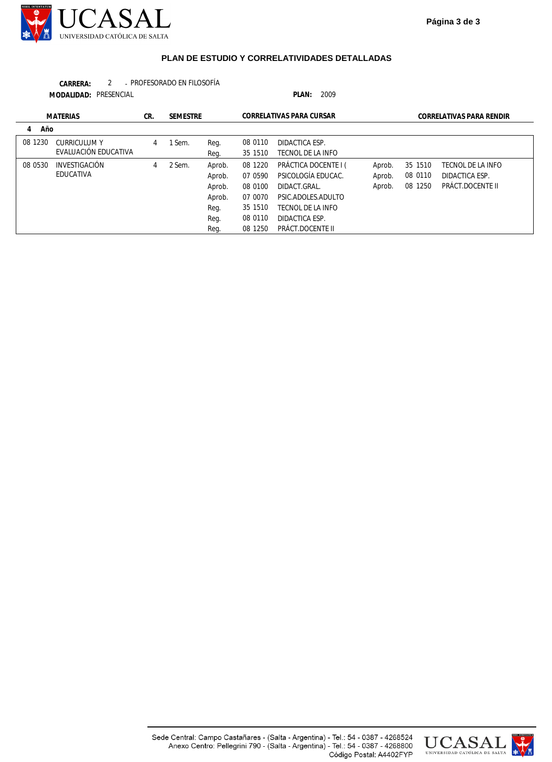## PLAN DE ESTUDIO Y CORRELATIVIDADES DETALLADAS

**CARRERA:** 2 - PROFESORADO EN FILOSOFÍA

**MODALIDAD:** PRESENCIAL **PLAN:** 2009

| MATERIAS | | CR. | SEMESTRE | CORRELATIVAS PARA CURSAR | | | CORRELATIVAS PARA RENDIR | | |
|---|---|---|---|---|---|---|---|---|---|
| **4 Año** | | | | | | | | | |
| 08 1230 | CURRICULUM Y EVALUACIÓN EDUCATIVA | 4 | 1 Sem. | Reg. | 08 0110 | DIDACTICA ESP. | | | |
| | | | | Reg. | 35 1510 | TECNOL DE LA INFO | | | |
| 08 0530 | INVESTIGACIÓN EDUCATIVA | 4 | 2 Sem. | Aprob. | 08 1220 | PRÁCTICA DOCENTE I ( | Aprob. | 35 1510 | TECNOL DE LA INFO |
| | | | | Aprob. | 07 0590 | PSICOLOGÍA EDUCAC. | Aprob. | 08 0110 | DIDACTICA ESP. |
| | | | | Aprob. | 08 0100 | DIDACT.GRAL. | Aprob. | 08 1250 | PRÁCT.DOCENTE II |
| | | | | Aprob. | 07 0070 | PSIC.ADOLES.ADULTO | | | |
| | | | | Reg. | 35 1510 | TECNOL DE LA INFO | | | |
| | | | | Reg. | 08 0110 | DIDACTICA ESP. | | | |
| | | | | Reg. | 08 1250 | PRÁCT.DOCENTE II | | | |